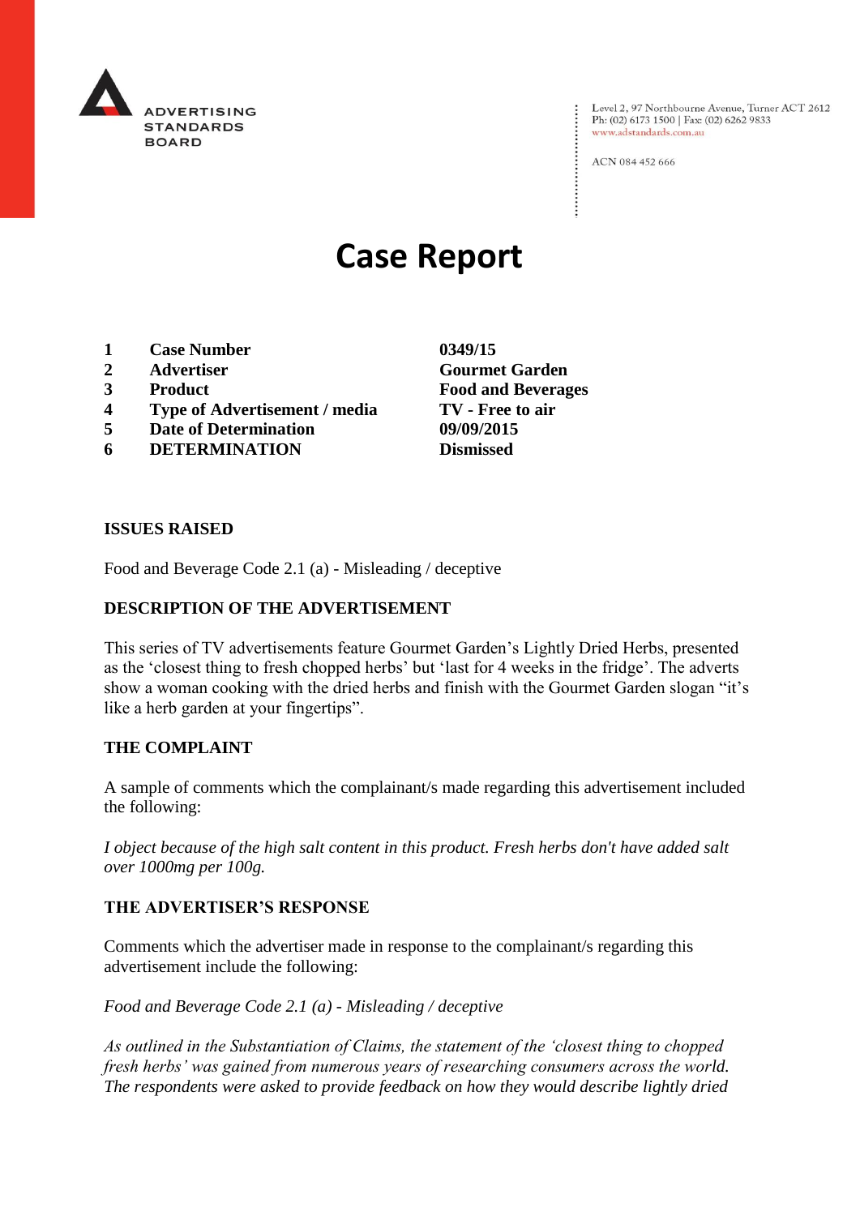ADVERTISING STANDARDS BOARD

Level 2, 97 Northbourne Avenue, Turner ACT 2612
Ph: (02) 6173 1500 | Fax: (02) 6262 9833
www.adstandards.com.au

ACN 084 452 666

# Case Report

| | | |
|---|---|---|
| **1** | **Case Number** | **0349/15** |
| **2** | **Advertiser** | **Gourmet Garden** |
| **3** | **Product** | **Food and Beverages** |
| **4** | **Type of Advertisement / media** | **TV - Free to air** |
| **5** | **Date of Determination** | **09/09/2015** |
| **6** | **DETERMINATION** | **Dismissed** |

## ISSUES RAISED

Food and Beverage Code 2.1 (a) - Misleading / deceptive

## DESCRIPTION OF THE ADVERTISEMENT

This series of TV advertisements feature Gourmet Garden's Lightly Dried Herbs, presented as the 'closest thing to fresh chopped herbs' but 'last for 4 weeks in the fridge'. The adverts show a woman cooking with the dried herbs and finish with the Gourmet Garden slogan "it's like a herb garden at your fingertips".

## THE COMPLAINT

A sample of comments which the complainant/s made regarding this advertisement included the following:

*I object because of the high salt content in this product. Fresh herbs don't have added salt over 1000mg per 100g.*

## THE ADVERTISER'S RESPONSE

Comments which the advertiser made in response to the complainant/s regarding this advertisement include the following:

*Food and Beverage Code 2.1 (a) - Misleading / deceptive*

*As outlined in the Substantiation of Claims, the statement of the 'closest thing to chopped fresh herbs' was gained from numerous years of researching consumers across the world. The respondents were asked to provide feedback on how they would describe lightly dried*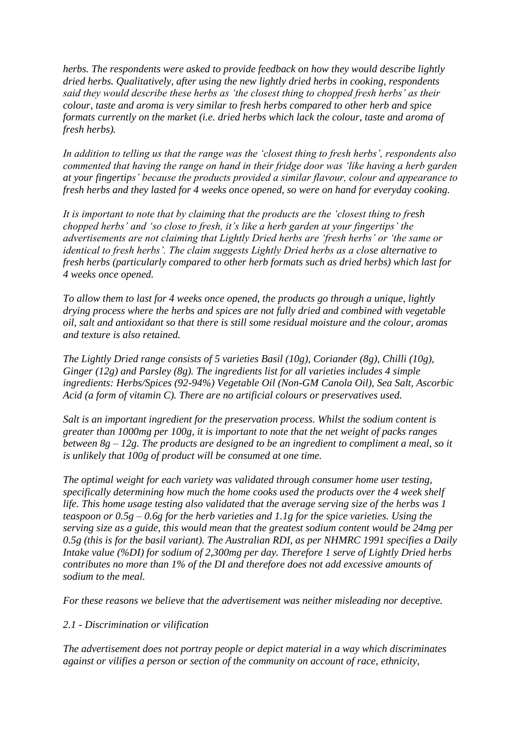*herbs. The respondents were asked to provide feedback on how they would describe lightly dried herbs. Qualitatively, after using the new lightly dried herbs in cooking, respondents said they would describe these herbs as 'the closest thing to chopped fresh herbs' as their colour, taste and aroma is very similar to fresh herbs compared to other herb and spice formats currently on the market (i.e. dried herbs which lack the colour, taste and aroma of fresh herbs).*

*In addition to telling us that the range was the 'closest thing to fresh herbs', respondents also commented that having the range on hand in their fridge door was 'like having a herb garden at your fingertips' because the products provided a similar flavour, colour and appearance to fresh herbs and they lasted for 4 weeks once opened, so were on hand for everyday cooking.*

*It is important to note that by claiming that the products are the 'closest thing to fresh chopped herbs' and 'so close to fresh, it's like a herb garden at your fingertips' the advertisements are not claiming that Lightly Dried herbs are 'fresh herbs' or 'the same or identical to fresh herbs'. The claim suggests Lightly Dried herbs as a close alternative to fresh herbs (particularly compared to other herb formats such as dried herbs) which last for 4 weeks once opened.*

*To allow them to last for 4 weeks once opened, the products go through a unique, lightly drying process where the herbs and spices are not fully dried and combined with vegetable oil, salt and antioxidant so that there is still some residual moisture and the colour, aromas and texture is also retained.*

*The Lightly Dried range consists of 5 varieties Basil (10g), Coriander (8g), Chilli (10g), Ginger (12g) and Parsley (8g). The ingredients list for all varieties includes 4 simple ingredients: Herbs/Spices (92-94%) Vegetable Oil (Non-GM Canola Oil), Sea Salt, Ascorbic Acid (a form of vitamin C). There are no artificial colours or preservatives used.*

*Salt is an important ingredient for the preservation process. Whilst the sodium content is greater than 1000mg per 100g, it is important to note that the net weight of packs ranges between 8g – 12g. The products are designed to be an ingredient to compliment a meal, so it is unlikely that 100g of product will be consumed at one time.*

*The optimal weight for each variety was validated through consumer home user testing, specifically determining how much the home cooks used the products over the 4 week shelf life. This home usage testing also validated that the average serving size of the herbs was 1 teaspoon or 0.5g – 0.6g for the herb varieties and 1.1g for the spice varieties. Using the serving size as a guide, this would mean that the greatest sodium content would be 24mg per 0.5g (this is for the basil variant). The Australian RDI, as per NHMRC 1991 specifies a Daily Intake value (%DI) for sodium of 2,300mg per day. Therefore 1 serve of Lightly Dried herbs contributes no more than 1% of the DI and therefore does not add excessive amounts of sodium to the meal.*

*For these reasons we believe that the advertisement was neither misleading nor deceptive.*

*2.1 - Discrimination or vilification*

*The advertisement does not portray people or depict material in a way which discriminates against or vilifies a person or section of the community on account of race, ethnicity,*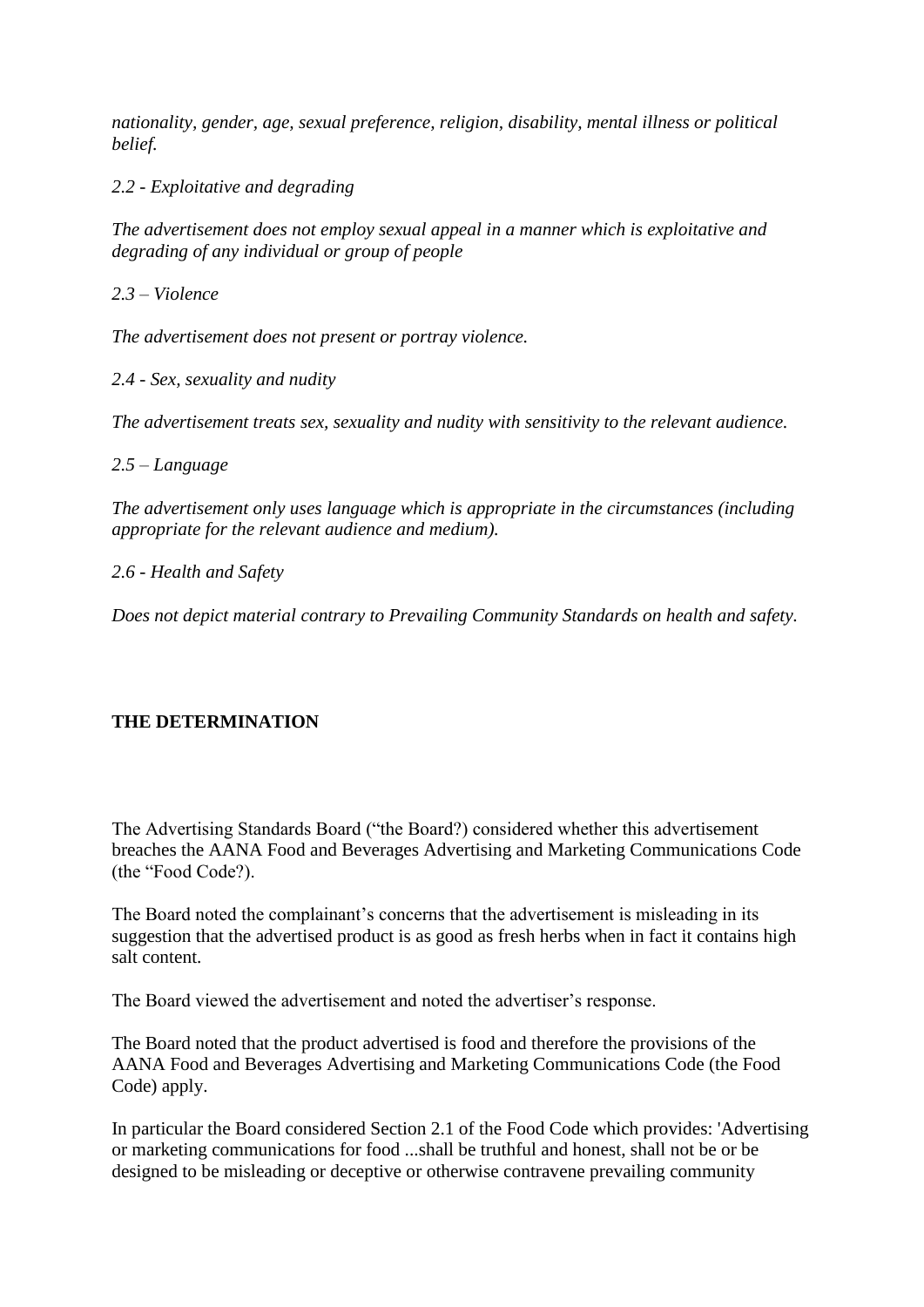*nationality, gender, age, sexual preference, religion, disability, mental illness or political belief.*

*2.2 - Exploitative and degrading*

*The advertisement does not employ sexual appeal in a manner which is exploitative and degrading of any individual or group of people*

*2.3 – Violence*

*The advertisement does not present or portray violence.*

*2.4 - Sex, sexuality and nudity*

*The advertisement treats sex, sexuality and nudity with sensitivity to the relevant audience.*

*2.5 – Language*

*The advertisement only uses language which is appropriate in the circumstances (including appropriate for the relevant audience and medium).*

*2.6 - Health and Safety*

*Does not depict material contrary to Prevailing Community Standards on health and safety.*

**THE DETERMINATION**

The Advertising Standards Board ("the Board?) considered whether this advertisement breaches the AANA Food and Beverages Advertising and Marketing Communications Code (the "Food Code?).

The Board noted the complainant's concerns that the advertisement is misleading in its suggestion that the advertised product is as good as fresh herbs when in fact it contains high salt content.

The Board viewed the advertisement and noted the advertiser's response.

The Board noted that the product advertised is food and therefore the provisions of the AANA Food and Beverages Advertising and Marketing Communications Code (the Food Code) apply.

In particular the Board considered Section 2.1 of the Food Code which provides: 'Advertising or marketing communications for food ...shall be truthful and honest, shall not be or be designed to be misleading or deceptive or otherwise contravene prevailing community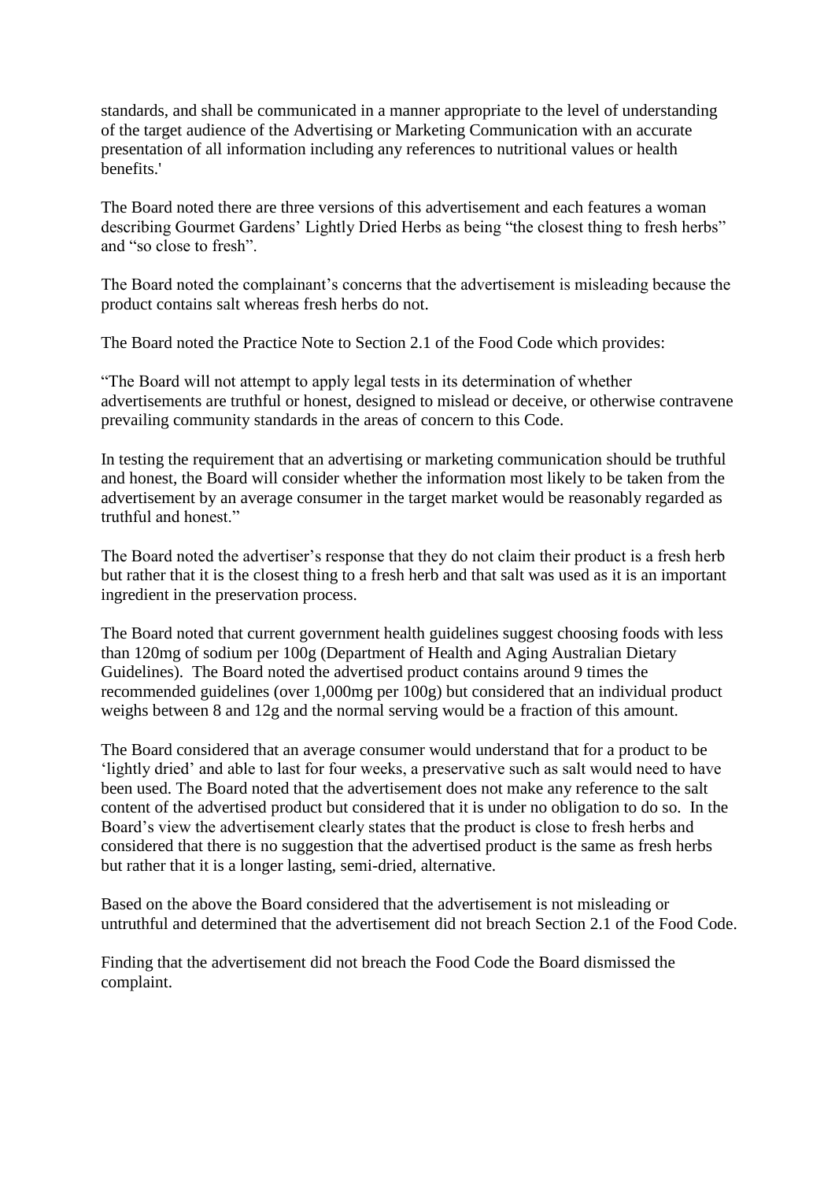standards, and shall be communicated in a manner appropriate to the level of understanding of the target audience of the Advertising or Marketing Communication with an accurate presentation of all information including any references to nutritional values or health benefits.'

The Board noted there are three versions of this advertisement and each features a woman describing Gourmet Gardens' Lightly Dried Herbs as being "the closest thing to fresh herbs" and "so close to fresh".

The Board noted the complainant's concerns that the advertisement is misleading because the product contains salt whereas fresh herbs do not.

The Board noted the Practice Note to Section 2.1 of the Food Code which provides:

"The Board will not attempt to apply legal tests in its determination of whether advertisements are truthful or honest, designed to mislead or deceive, or otherwise contravene prevailing community standards in the areas of concern to this Code.

In testing the requirement that an advertising or marketing communication should be truthful and honest, the Board will consider whether the information most likely to be taken from the advertisement by an average consumer in the target market would be reasonably regarded as truthful and honest."

The Board noted the advertiser's response that they do not claim their product is a fresh herb but rather that it is the closest thing to a fresh herb and that salt was used as it is an important ingredient in the preservation process.

The Board noted that current government health guidelines suggest choosing foods with less than 120mg of sodium per 100g (Department of Health and Aging Australian Dietary Guidelines). The Board noted the advertised product contains around 9 times the recommended guidelines (over 1,000mg per 100g) but considered that an individual product weighs between 8 and 12g and the normal serving would be a fraction of this amount.

The Board considered that an average consumer would understand that for a product to be 'lightly dried' and able to last for four weeks, a preservative such as salt would need to have been used. The Board noted that the advertisement does not make any reference to the salt content of the advertised product but considered that it is under no obligation to do so. In the Board's view the advertisement clearly states that the product is close to fresh herbs and considered that there is no suggestion that the advertised product is the same as fresh herbs but rather that it is a longer lasting, semi-dried, alternative.

Based on the above the Board considered that the advertisement is not misleading or untruthful and determined that the advertisement did not breach Section 2.1 of the Food Code.

Finding that the advertisement did not breach the Food Code the Board dismissed the complaint.